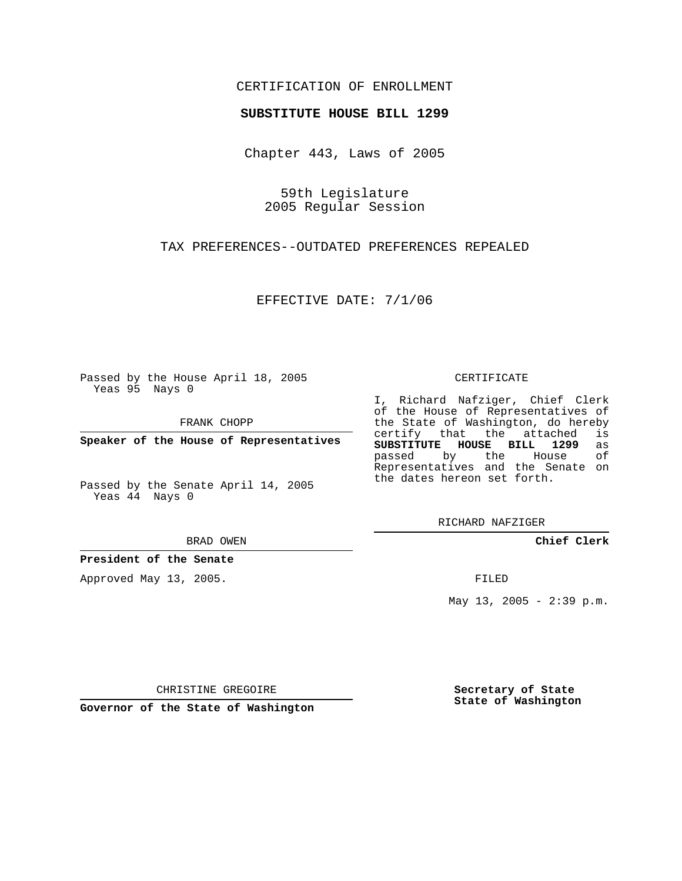CERTIFICATION OF ENROLLMENT

**SUBSTITUTE HOUSE BILL 1299**

Chapter 443, Laws of 2005

59th Legislature
2005 Regular Session

TAX PREFERENCES--OUTDATED PREFERENCES REPEALED

EFFECTIVE DATE: 7/1/06

Passed by the House April 18, 2005
Yeas 95 Nays 0

FRANK CHOPP

**Speaker of the House of Representatives**

Passed by the Senate April 14, 2005
Yeas 44 Nays 0

BRAD OWEN

**President of the Senate**

CERTIFICATE

I, Richard Nafziger, Chief Clerk of the House of Representatives of the State of Washington, do hereby certify that the attached is **SUBSTITUTE HOUSE BILL 1299** as passed by the House of Representatives and the Senate on the dates hereon set forth.

RICHARD NAFZIGER

**Chief Clerk**

Approved May 13, 2005.

FILED

May 13, 2005 - 2:39 p.m.

CHRISTINE GREGOIRE

**Governor of the State of Washington**

**Secretary of State**
**State of Washington**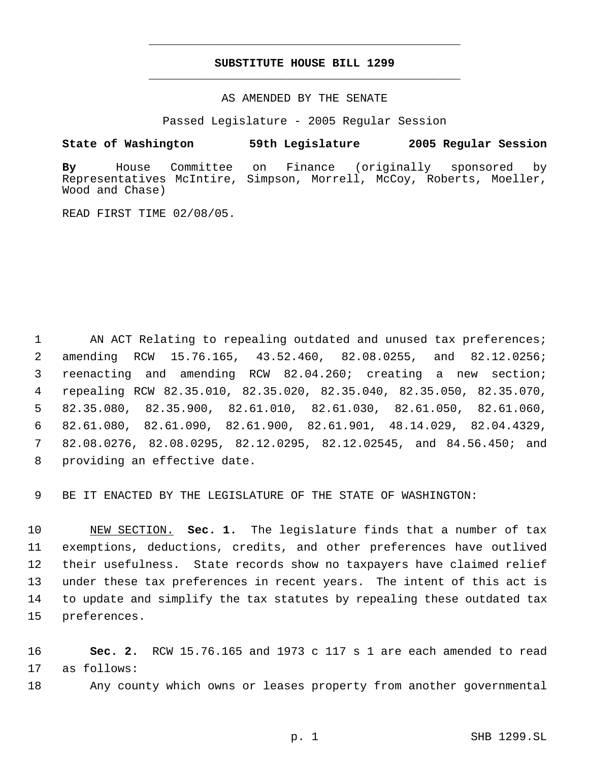**SUBSTITUTE HOUSE BILL 1299**

AS AMENDED BY THE SENATE

Passed Legislature - 2005 Regular Session

**State of Washington 59th Legislature 2005 Regular Session**

**By** House Committee on Finance (originally sponsored by Representatives McIntire, Simpson, Morrell, McCoy, Roberts, Moeller, Wood and Chase)

READ FIRST TIME 02/08/05.

1 AN ACT Relating to repealing outdated and unused tax preferences;
2 amending RCW 15.76.165, 43.52.460, 82.08.0255, and 82.12.0256;
3 reenacting and amending RCW 82.04.260; creating a new section;
4 repealing RCW 82.35.010, 82.35.020, 82.35.040, 82.35.050, 82.35.070,
5 82.35.080, 82.35.900, 82.61.010, 82.61.030, 82.61.050, 82.61.060,
6 82.61.080, 82.61.090, 82.61.900, 82.61.901, 48.14.029, 82.04.4329,
7 82.08.0276, 82.08.0295, 82.12.0295, 82.12.02545, and 84.56.450; and
8 providing an effective date.

9 BE IT ENACTED BY THE LEGISLATURE OF THE STATE OF WASHINGTON:

10 NEW SECTION. **Sec. 1.** The legislature finds that a number of tax
11 exemptions, deductions, credits, and other preferences have outlived
12 their usefulness. State records show no taxpayers have claimed relief
13 under these tax preferences in recent years. The intent of this act is
14 to update and simplify the tax statutes by repealing these outdated tax
15 preferences.

16 **Sec. 2.** RCW 15.76.165 and 1973 c 117 s 1 are each amended to read
17 as follows:

18 Any county which owns or leases property from another governmental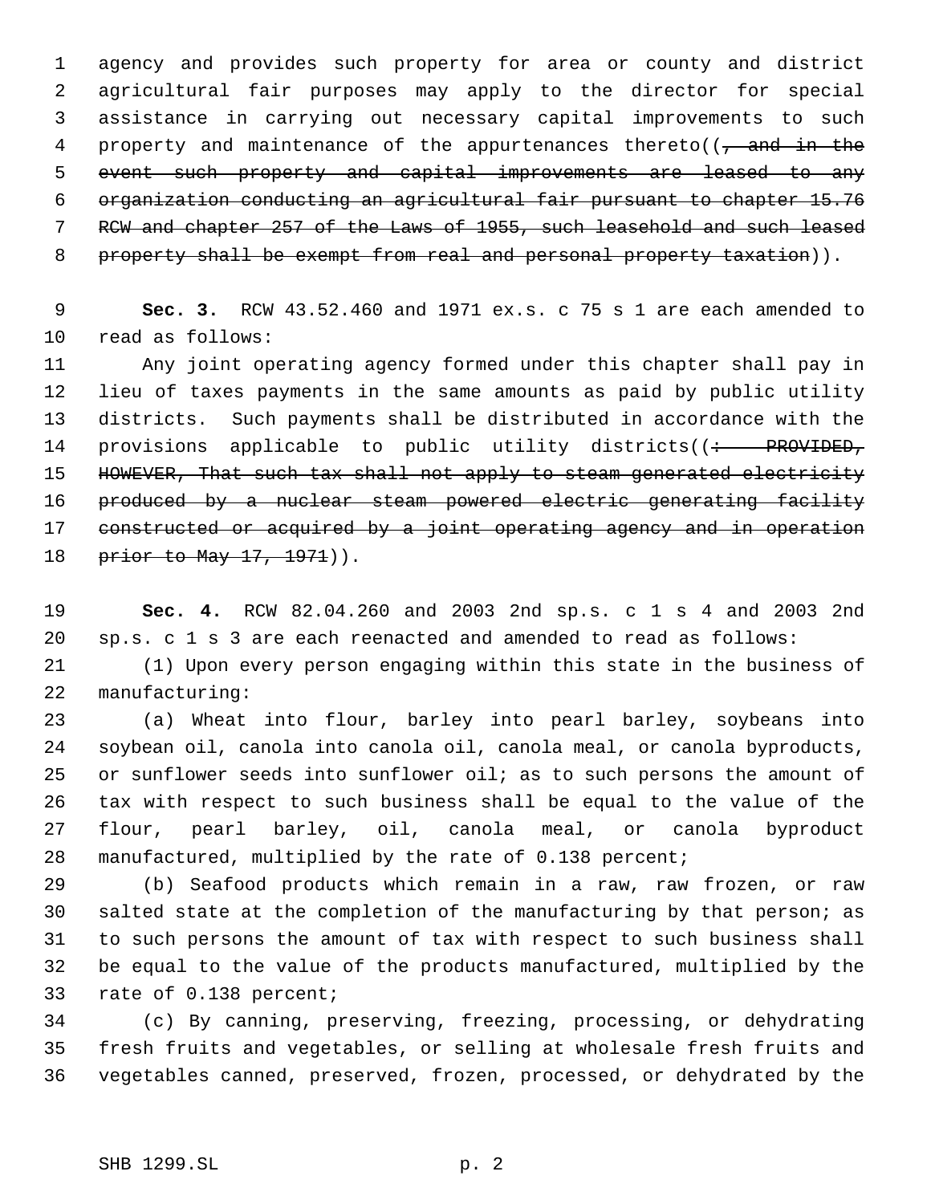agency and provides such property for area or county and district agricultural fair purposes may apply to the director for special assistance in carrying out necessary capital improvements to such property and maintenance of the appurtenances thereto((~~, and in the event such property and capital improvements are leased to any organization conducting an agricultural fair pursuant to chapter 15.76 RCW and chapter 257 of the Laws of 1955, such leasehold and such leased property shall be exempt from real and personal property taxation~~)).

**Sec. 3.** RCW 43.52.460 and 1971 ex.s. c 75 s 1 are each amended to read as follows:

Any joint operating agency formed under this chapter shall pay in lieu of taxes payments in the same amounts as paid by public utility districts. Such payments shall be distributed in accordance with the provisions applicable to public utility districts((~~: PROVIDED, HOWEVER, That such tax shall not apply to steam generated electricity produced by a nuclear steam powered electric generating facility constructed or acquired by a joint operating agency and in operation prior to May 17, 1971~~)).

**Sec. 4.** RCW 82.04.260 and 2003 2nd sp.s. c 1 s 4 and 2003 2nd sp.s. c 1 s 3 are each reenacted and amended to read as follows:

(1) Upon every person engaging within this state in the business of manufacturing:

(a) Wheat into flour, barley into pearl barley, soybeans into soybean oil, canola into canola oil, canola meal, or canola byproducts, or sunflower seeds into sunflower oil; as to such persons the amount of tax with respect to such business shall be equal to the value of the flour, pearl barley, oil, canola meal, or canola byproduct manufactured, multiplied by the rate of 0.138 percent;

(b) Seafood products which remain in a raw, raw frozen, or raw salted state at the completion of the manufacturing by that person; as to such persons the amount of tax with respect to such business shall be equal to the value of the products manufactured, multiplied by the rate of 0.138 percent;

(c) By canning, preserving, freezing, processing, or dehydrating fresh fruits and vegetables, or selling at wholesale fresh fruits and vegetables canned, preserved, frozen, processed, or dehydrated by the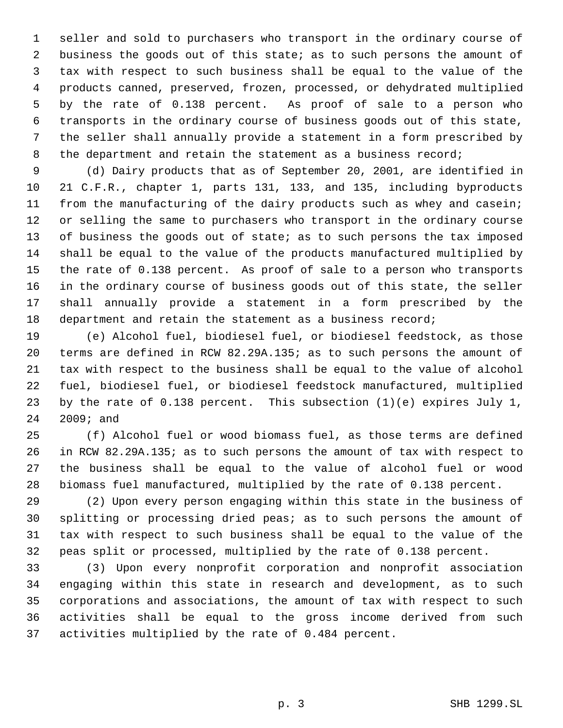seller and sold to purchasers who transport in the ordinary course of business the goods out of this state; as to such persons the amount of tax with respect to such business shall be equal to the value of the products canned, preserved, frozen, processed, or dehydrated multiplied by the rate of 0.138 percent. As proof of sale to a person who transports in the ordinary course of business goods out of this state, the seller shall annually provide a statement in a form prescribed by the department and retain the statement as a business record;

(d) Dairy products that as of September 20, 2001, are identified in 21 C.F.R., chapter 1, parts 131, 133, and 135, including byproducts from the manufacturing of the dairy products such as whey and casein; or selling the same to purchasers who transport in the ordinary course of business the goods out of state; as to such persons the tax imposed shall be equal to the value of the products manufactured multiplied by the rate of 0.138 percent. As proof of sale to a person who transports in the ordinary course of business goods out of this state, the seller shall annually provide a statement in a form prescribed by the department and retain the statement as a business record;

(e) Alcohol fuel, biodiesel fuel, or biodiesel feedstock, as those terms are defined in RCW 82.29A.135; as to such persons the amount of tax with respect to the business shall be equal to the value of alcohol fuel, biodiesel fuel, or biodiesel feedstock manufactured, multiplied by the rate of 0.138 percent. This subsection (1)(e) expires July 1, 2009; and

(f) Alcohol fuel or wood biomass fuel, as those terms are defined in RCW 82.29A.135; as to such persons the amount of tax with respect to the business shall be equal to the value of alcohol fuel or wood biomass fuel manufactured, multiplied by the rate of 0.138 percent.

(2) Upon every person engaging within this state in the business of splitting or processing dried peas; as to such persons the amount of tax with respect to such business shall be equal to the value of the peas split or processed, multiplied by the rate of 0.138 percent.

(3) Upon every nonprofit corporation and nonprofit association engaging within this state in research and development, as to such corporations and associations, the amount of tax with respect to such activities shall be equal to the gross income derived from such activities multiplied by the rate of 0.484 percent.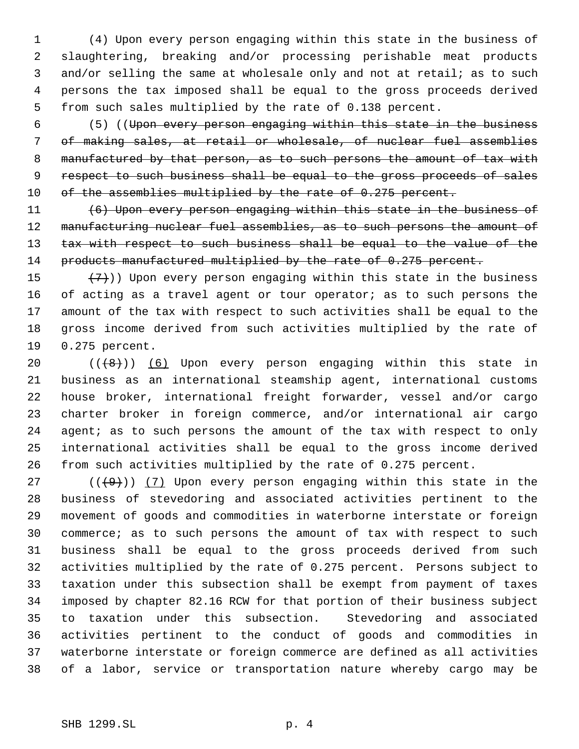(4) Upon every person engaging within this state in the business of slaughtering, breaking and/or processing perishable meat products and/or selling the same at wholesale only and not at retail; as to such persons the tax imposed shall be equal to the gross proceeds derived from such sales multiplied by the rate of 0.138 percent.

(5) ((~~Upon every person engaging within this state in the business of making sales, at retail or wholesale, of nuclear fuel assemblies manufactured by that person, as to such persons the amount of tax with respect to such business shall be equal to the gross proceeds of sales of the assemblies multiplied by the rate of 0.275 percent.~~

~~(6) Upon every person engaging within this state in the business of manufacturing nuclear fuel assemblies, as to such persons the amount of tax with respect to such business shall be equal to the value of the products manufactured multiplied by the rate of 0.275 percent.~~

~~(7)~~)) Upon every person engaging within this state in the business of acting as a travel agent or tour operator; as to such persons the amount of the tax with respect to such activities shall be equal to the gross income derived from such activities multiplied by the rate of 0.275 percent.

((~~(8)~~)) <u>(6)</u> Upon every person engaging within this state in business as an international steamship agent, international customs house broker, international freight forwarder, vessel and/or cargo charter broker in foreign commerce, and/or international air cargo agent; as to such persons the amount of the tax with respect to only international activities shall be equal to the gross income derived from such activities multiplied by the rate of 0.275 percent.

((~~(9)~~)) <u>(7)</u> Upon every person engaging within this state in the business of stevedoring and associated activities pertinent to the movement of goods and commodities in waterborne interstate or foreign commerce; as to such persons the amount of tax with respect to such business shall be equal to the gross proceeds derived from such activities multiplied by the rate of 0.275 percent. Persons subject to taxation under this subsection shall be exempt from payment of taxes imposed by chapter 82.16 RCW for that portion of their business subject to taxation under this subsection. Stevedoring and associated activities pertinent to the conduct of goods and commodities in waterborne interstate or foreign commerce are defined as all activities of a labor, service or transportation nature whereby cargo may be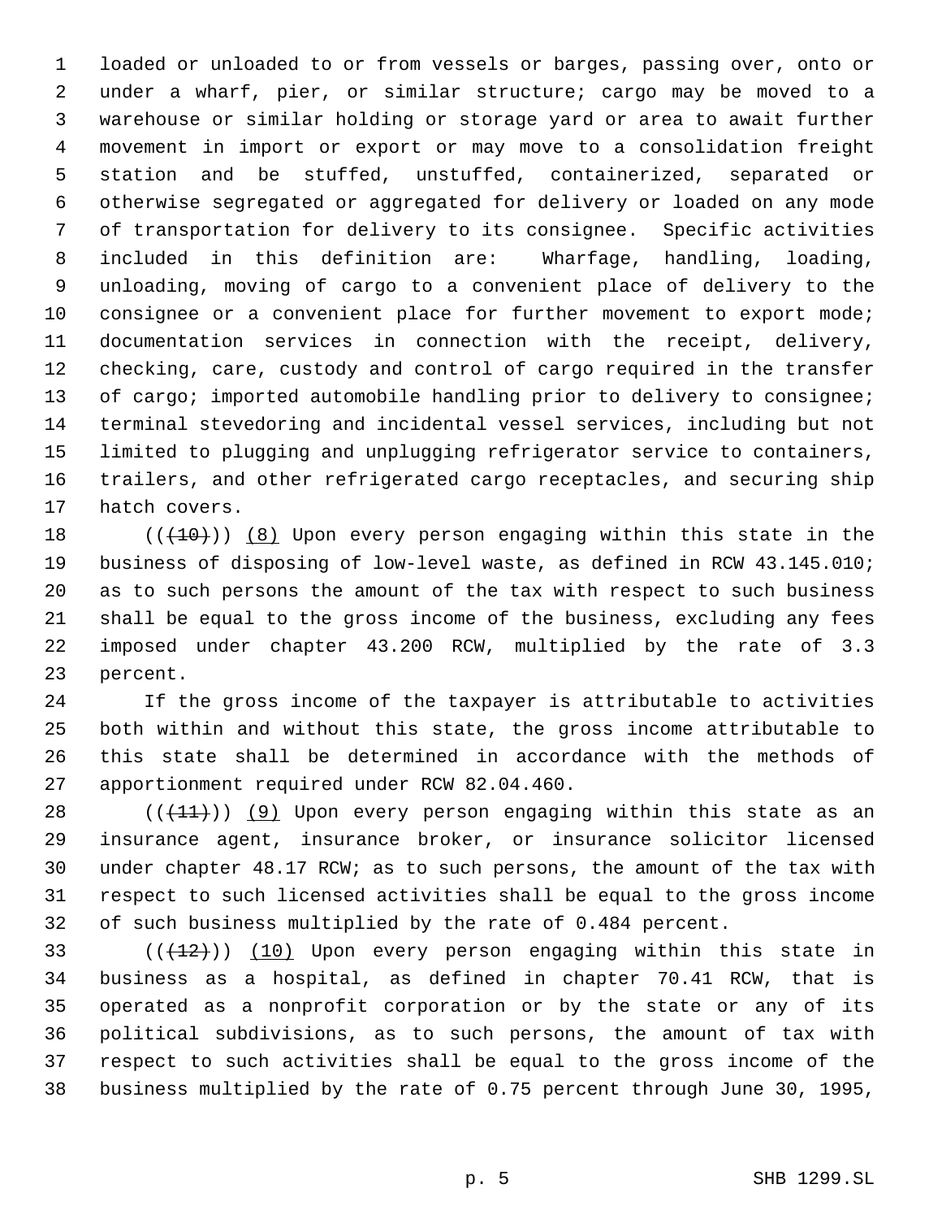loaded or unloaded to or from vessels or barges, passing over, onto or under a wharf, pier, or similar structure; cargo may be moved to a warehouse or similar holding or storage yard or area to await further movement in import or export or may move to a consolidation freight station and be stuffed, unstuffed, containerized, separated or otherwise segregated or aggregated for delivery or loaded on any mode of transportation for delivery to its consignee. Specific activities included in this definition are: Wharfage, handling, loading, unloading, moving of cargo to a convenient place of delivery to the consignee or a convenient place for further movement to export mode; documentation services in connection with the receipt, delivery, checking, care, custody and control of cargo required in the transfer of cargo; imported automobile handling prior to delivery to consignee; terminal stevedoring and incidental vessel services, including but not limited to plugging and unplugging refrigerator service to containers, trailers, and other refrigerated cargo receptacles, and securing ship hatch covers.

((~~(10)~~)) (8) Upon every person engaging within this state in the business of disposing of low-level waste, as defined in RCW 43.145.010; as to such persons the amount of the tax with respect to such business shall be equal to the gross income of the business, excluding any fees imposed under chapter 43.200 RCW, multiplied by the rate of 3.3 percent.

If the gross income of the taxpayer is attributable to activities both within and without this state, the gross income attributable to this state shall be determined in accordance with the methods of apportionment required under RCW 82.04.460.

((~~(11)~~)) (9) Upon every person engaging within this state as an insurance agent, insurance broker, or insurance solicitor licensed under chapter 48.17 RCW; as to such persons, the amount of the tax with respect to such licensed activities shall be equal to the gross income of such business multiplied by the rate of 0.484 percent.

((~~(12)~~)) (10) Upon every person engaging within this state in business as a hospital, as defined in chapter 70.41 RCW, that is operated as a nonprofit corporation or by the state or any of its political subdivisions, as to such persons, the amount of tax with respect to such activities shall be equal to the gross income of the business multiplied by the rate of 0.75 percent through June 30, 1995,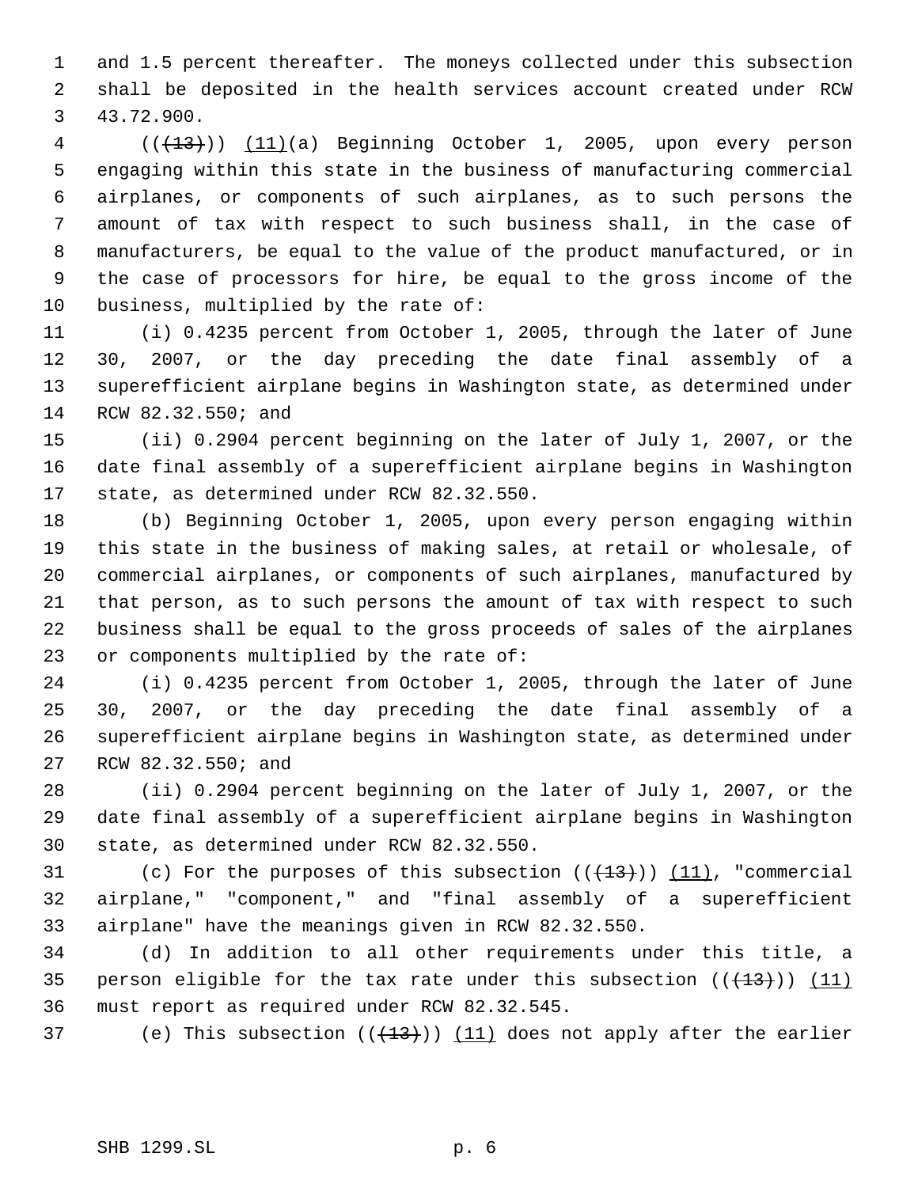and 1.5 percent thereafter. The moneys collected under this subsection shall be deposited in the health services account created under RCW 43.72.900.

(((13))) (11)(a) Beginning October 1, 2005, upon every person engaging within this state in the business of manufacturing commercial airplanes, or components of such airplanes, as to such persons the amount of tax with respect to such business shall, in the case of manufacturers, be equal to the value of the product manufactured, or in the case of processors for hire, be equal to the gross income of the business, multiplied by the rate of:

(i) 0.4235 percent from October 1, 2005, through the later of June 30, 2007, or the day preceding the date final assembly of a superefficient airplane begins in Washington state, as determined under RCW 82.32.550; and

(ii) 0.2904 percent beginning on the later of July 1, 2007, or the date final assembly of a superefficient airplane begins in Washington state, as determined under RCW 82.32.550.

(b) Beginning October 1, 2005, upon every person engaging within this state in the business of making sales, at retail or wholesale, of commercial airplanes, or components of such airplanes, manufactured by that person, as to such persons the amount of tax with respect to such business shall be equal to the gross proceeds of sales of the airplanes or components multiplied by the rate of:

(i) 0.4235 percent from October 1, 2005, through the later of June 30, 2007, or the day preceding the date final assembly of a superefficient airplane begins in Washington state, as determined under RCW 82.32.550; and

(ii) 0.2904 percent beginning on the later of July 1, 2007, or the date final assembly of a superefficient airplane begins in Washington state, as determined under RCW 82.32.550.

(c) For the purposes of this subsection (((13))) (11), "commercial airplane," "component," and "final assembly of a superefficient airplane" have the meanings given in RCW 82.32.550.

(d) In addition to all other requirements under this title, a person eligible for the tax rate under this subsection (((13))) (11) must report as required under RCW 82.32.545.

(e) This subsection (((13))) (11) does not apply after the earlier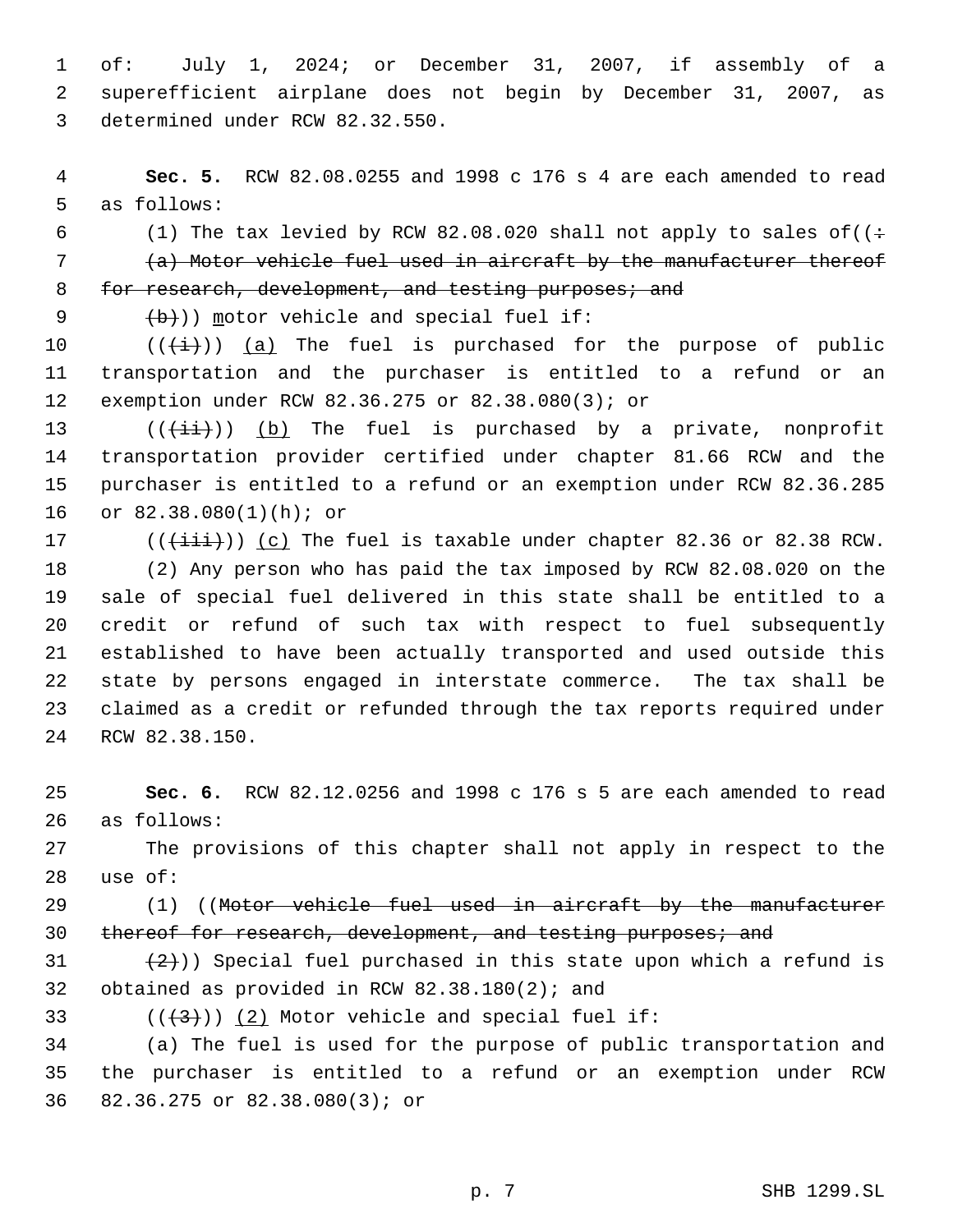of: July 1, 2024; or December 31, 2007, if assembly of a superefficient airplane does not begin by December 31, 2007, as determined under RCW 82.32.550.

**Sec. 5.** RCW 82.08.0255 and 1998 c 176 s 4 are each amended to read as follows:

(1) The tax levied by RCW 82.08.020 shall not apply to sales of((:

~~(a) Motor vehicle fuel used in aircraft by the manufacturer thereof for research, development, and testing purposes; and~~

~~(b)~~)) motor vehicle and special fuel if:

((~~(i)~~)) (a) The fuel is purchased for the purpose of public transportation and the purchaser is entitled to a refund or an exemption under RCW 82.36.275 or 82.38.080(3); or

((~~(ii)~~)) (b) The fuel is purchased by a private, nonprofit transportation provider certified under chapter 81.66 RCW and the purchaser is entitled to a refund or an exemption under RCW 82.36.285 or 82.38.080(1)(h); or

((~~(iii)~~)) (c) The fuel is taxable under chapter 82.36 or 82.38 RCW.

(2) Any person who has paid the tax imposed by RCW 82.08.020 on the sale of special fuel delivered in this state shall be entitled to a credit or refund of such tax with respect to fuel subsequently established to have been actually transported and used outside this state by persons engaged in interstate commerce. The tax shall be claimed as a credit or refunded through the tax reports required under RCW 82.38.150.

**Sec. 6.** RCW 82.12.0256 and 1998 c 176 s 5 are each amended to read as follows:

The provisions of this chapter shall not apply in respect to the use of:

(1) ((~~Motor vehicle fuel used in aircraft by the manufacturer thereof for research, development, and testing purposes; and~~

~~(2)~~)) Special fuel purchased in this state upon which a refund is obtained as provided in RCW 82.38.180(2); and

((~~(3)~~)) (2) Motor vehicle and special fuel if:

(a) The fuel is used for the purpose of public transportation and the purchaser is entitled to a refund or an exemption under RCW 82.36.275 or 82.38.080(3); or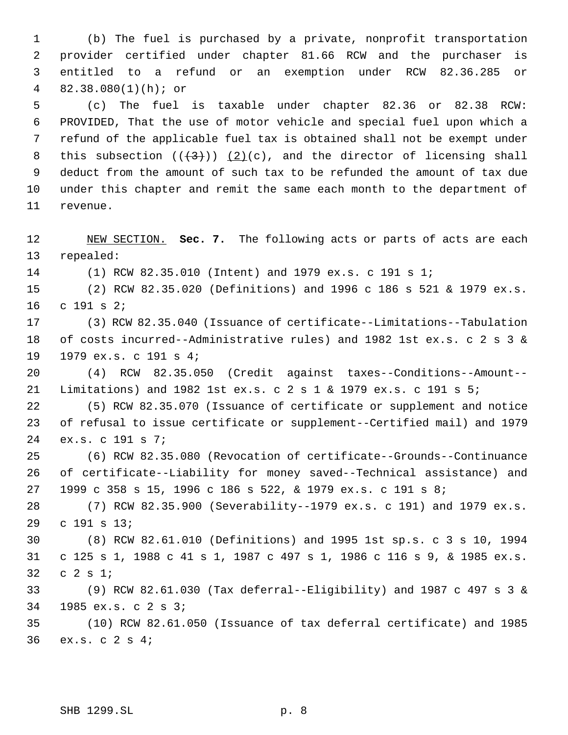(b) The fuel is purchased by a private, nonprofit transportation provider certified under chapter 81.66 RCW and the purchaser is entitled to a refund or an exemption under RCW 82.36.285 or 82.38.080(1)(h); or

(c) The fuel is taxable under chapter 82.36 or 82.38 RCW: PROVIDED, That the use of motor vehicle and special fuel upon which a refund of the applicable fuel tax is obtained shall not be exempt under this subsection ((~~(3)~~)) (2)(c), and the director of licensing shall deduct from the amount of such tax to be refunded the amount of tax due under this chapter and remit the same each month to the department of revenue.

NEW SECTION. **Sec. 7.** The following acts or parts of acts are each repealed:

(1) RCW 82.35.010 (Intent) and 1979 ex.s. c 191 s 1;

(2) RCW 82.35.020 (Definitions) and 1996 c 186 s 521 & 1979 ex.s. c 191 s 2;

(3) RCW 82.35.040 (Issuance of certificate--Limitations--Tabulation of costs incurred--Administrative rules) and 1982 1st ex.s. c 2 s 3 & 1979 ex.s. c 191 s 4;

(4) RCW 82.35.050 (Credit against taxes--Conditions--Amount--Limitations) and 1982 1st ex.s. c 2 s 1 & 1979 ex.s. c 191 s 5;

(5) RCW 82.35.070 (Issuance of certificate or supplement and notice of refusal to issue certificate or supplement--Certified mail) and 1979 ex.s. c 191 s 7;

(6) RCW 82.35.080 (Revocation of certificate--Grounds--Continuance of certificate--Liability for money saved--Technical assistance) and 1999 c 358 s 15, 1996 c 186 s 522, & 1979 ex.s. c 191 s 8;

(7) RCW 82.35.900 (Severability--1979 ex.s. c 191) and 1979 ex.s. c 191 s 13;

(8) RCW 82.61.010 (Definitions) and 1995 1st sp.s. c 3 s 10, 1994 c 125 s 1, 1988 c 41 s 1, 1987 c 497 s 1, 1986 c 116 s 9, & 1985 ex.s. c 2 s 1;

(9) RCW 82.61.030 (Tax deferral--Eligibility) and 1987 c 497 s 3 & 1985 ex.s. c 2 s 3;

(10) RCW 82.61.050 (Issuance of tax deferral certificate) and 1985 ex.s. c 2 s 4;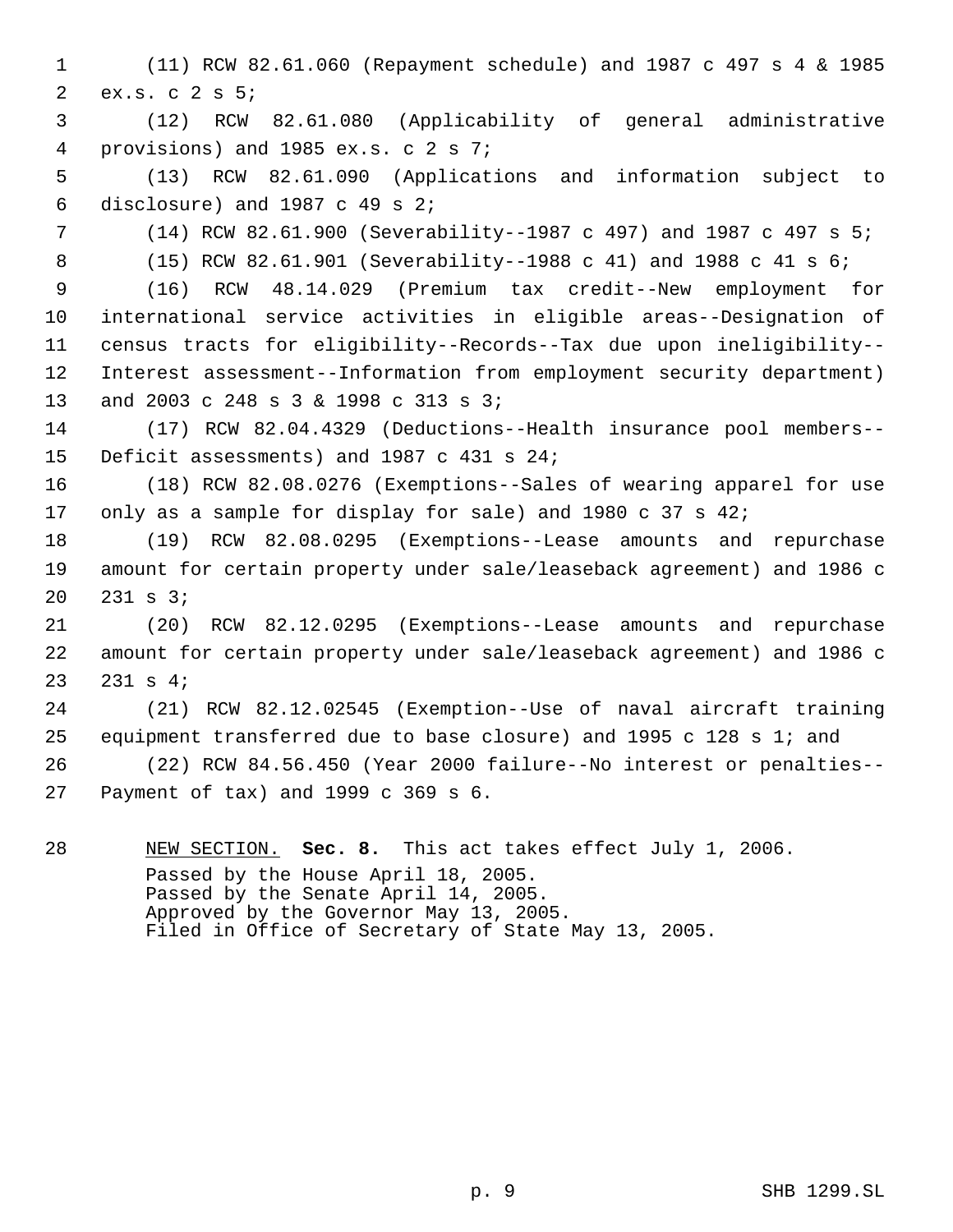(11) RCW 82.61.060 (Repayment schedule) and 1987 c 497 s 4 & 1985 ex.s. c 2 s 5;

(12) RCW 82.61.080 (Applicability of general administrative provisions) and 1985 ex.s. c 2 s 7;

(13) RCW 82.61.090 (Applications and information subject to disclosure) and 1987 c 49 s 2;

(14) RCW 82.61.900 (Severability--1987 c 497) and 1987 c 497 s 5;

(15) RCW 82.61.901 (Severability--1988 c 41) and 1988 c 41 s 6;

(16) RCW 48.14.029 (Premium tax credit--New employment for international service activities in eligible areas--Designation of census tracts for eligibility--Records--Tax due upon ineligibility--Interest assessment--Information from employment security department) and 2003 c 248 s 3 & 1998 c 313 s 3;

(17) RCW 82.04.4329 (Deductions--Health insurance pool members--Deficit assessments) and 1987 c 431 s 24;

(18) RCW 82.08.0276 (Exemptions--Sales of wearing apparel for use only as a sample for display for sale) and 1980 c 37 s 42;

(19) RCW 82.08.0295 (Exemptions--Lease amounts and repurchase amount for certain property under sale/leaseback agreement) and 1986 c 231 s 3;

(20) RCW 82.12.0295 (Exemptions--Lease amounts and repurchase amount for certain property under sale/leaseback agreement) and 1986 c 231 s 4;

(21) RCW 82.12.02545 (Exemption--Use of naval aircraft training equipment transferred due to base closure) and 1995 c 128 s 1; and

(22) RCW 84.56.450 (Year 2000 failure--No interest or penalties--Payment of tax) and 1999 c 369 s 6.

NEW SECTION. **Sec. 8.** This act takes effect July 1, 2006.

Passed by the House April 18, 2005.
Passed by the Senate April 14, 2005.
Approved by the Governor May 13, 2005.
Filed in Office of Secretary of State May 13, 2005.